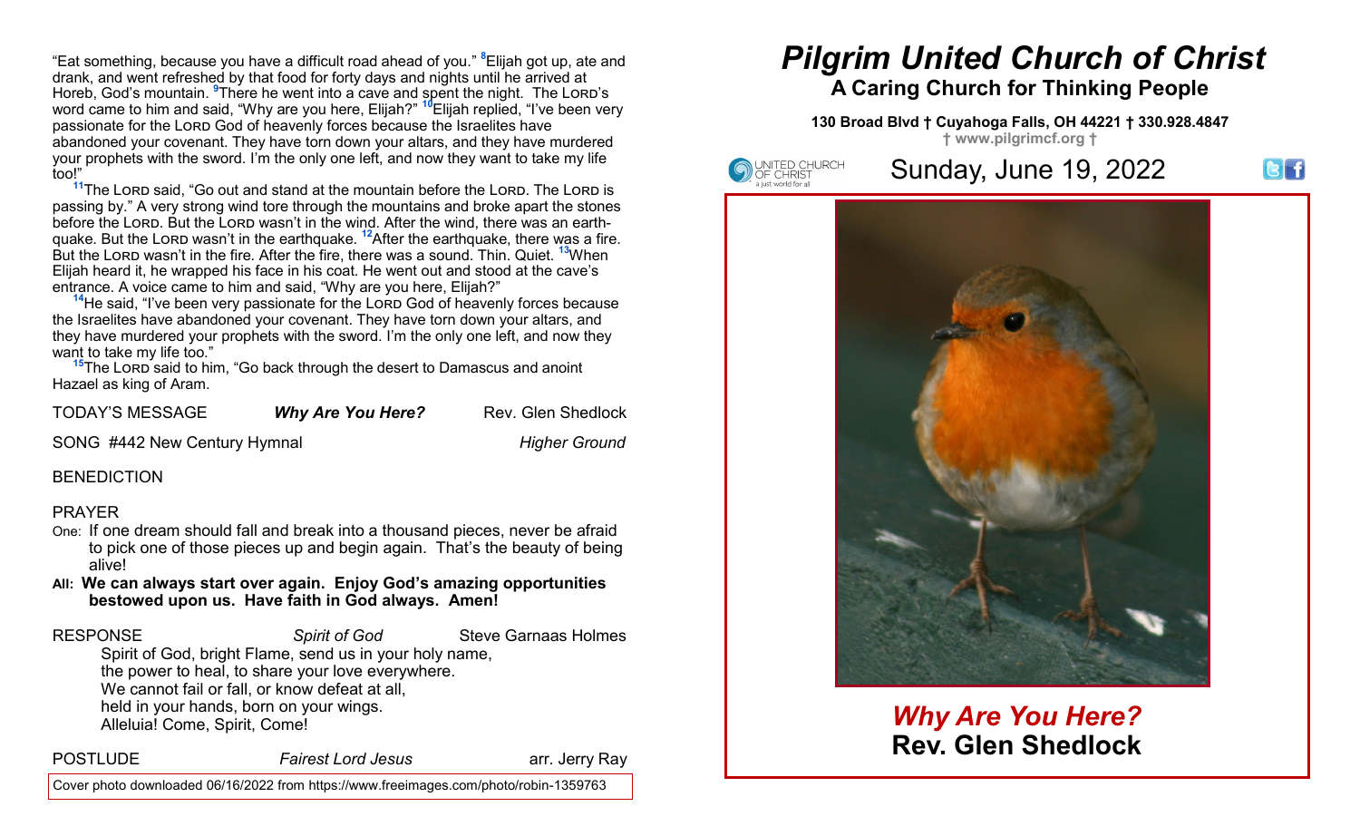"Eat something, because you have a difficult road ahead of you." [8]Elijah got up, ate and drank, and went refreshed by that food for forty days and nights until he arrived at Horeb, God's mountain. [9]There he went into a cave and spent the night. The LORD's word came to him and said, "Why are you here, Elijah?" [10]Elijah replied, "I've been very passionate for the LORD God of heavenly forces because the Israelites have abandoned your covenant. They have torn down your altars, and they have murdered your prophets with the sword. I'm the only one left, and now they want to take my life too!"

[11]The LORD said, "Go out and stand at the mountain before the LORD. The LORD is passing by." A very strong wind tore through the mountains and broke apart the stones before the LORD. But the LORD wasn't in the wind. After the wind, there was an earthquake. But the LORD wasn't in the earthquake. [12]After the earthquake, there was a fire. But the LORD wasn't in the fire. After the fire, there was a sound. Thin. Quiet. [13]When Elijah heard it, he wrapped his face in his coat. He went out and stood at the cave's entrance. A voice came to him and said, "Why are you here, Elijah?"

[14]He said, "I've been very passionate for the LORD God of heavenly forces because the Israelites have abandoned your covenant. They have torn down your altars, and they have murdered your prophets with the sword. I'm the only one left, and now they want to take my life too."

[15]The LORD said to him, "Go back through the desert to Damascus and anoint Hazael as king of Aram.

TODAY'S MESSAGE — ***Why Are You Here?*** — Rev. Glen Shedlock

SONG #442 New Century Hymnal — *Higher Ground*

BENEDICTION

PRAYER

One: If one dream should fall and break into a thousand pieces, never be afraid to pick one of those pieces up and begin again. That's the beauty of being alive!

**All: We can always start over again. Enjoy God's amazing opportunities bestowed upon us. Have faith in God always. Amen!**

RESPONSE — *Spirit of God* — Steve Garnaas Holmes

Spirit of God, bright Flame, send us in your holy name,
the power to heal, to share your love everywhere.
We cannot fail or fall, or know defeat at all,
held in your hands, born on your wings.
Alleluia! Come, Spirit, Come!

POSTLUDE — *Fairest Lord Jesus* — arr. Jerry Ray

Cover photo downloaded 06/16/2022 from https://www.freeimages.com/photo/robin-1359763

# *Pilgrim United Church of Christ*

**A Caring Church for Thinking People**

**130 Broad Blvd † Cuyahoga Falls, OH 44221 † 330.928.4847**
**† www.pilgrimcf.org †**

UNITED CHURCH OF CHRIST
a just world for all

## Sunday, June 19, 2022

## *Why Are You Here?*

**Rev. Glen Shedlock**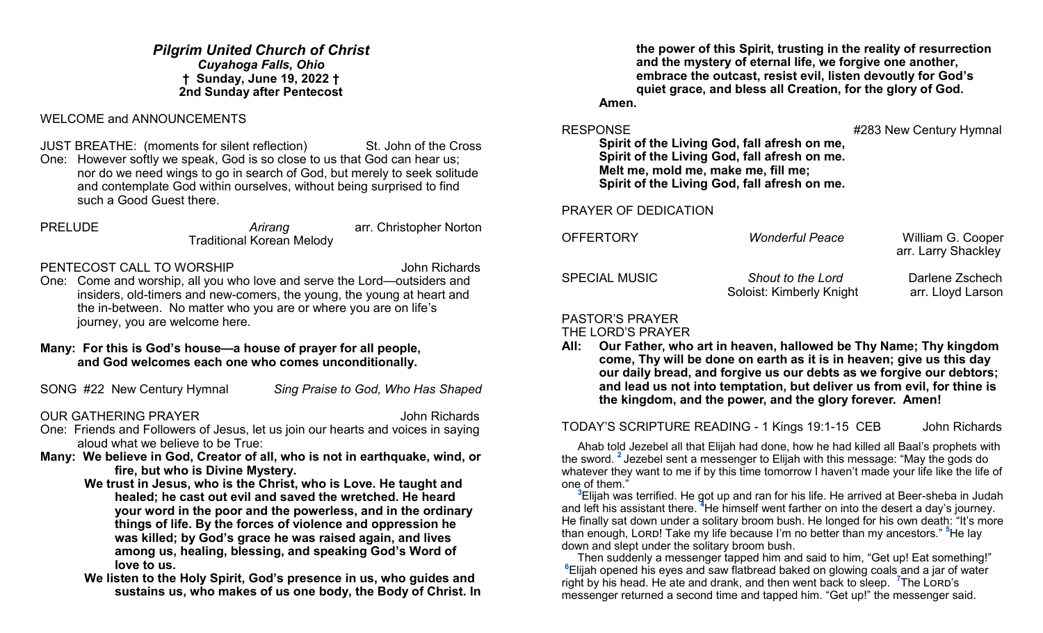## *Pilgrim United Church of Christ*

***Cuyahoga Falls, Ohio***

**† Sunday, June 19, 2022 †**

**2nd Sunday after Pentecost**

WELCOME and ANNOUNCEMENTS

JUST BREATHE: (moments for silent reflection) St. John of the Cross

One: However softly we speak, God is so close to us that God can hear us; nor do we need wings to go in search of God, but merely to seek solitude and contemplate God within ourselves, without being surprised to find such a Good Guest there.

PRELUDE *Arirang* arr. Christopher Norton
Traditional Korean Melody

PENTECOST CALL TO WORSHIP John Richards

One: Come and worship, all you who love and serve the Lord—outsiders and insiders, old-timers and new-comers, the young, the young at heart and the in-between. No matter who you are or where you are on life's journey, you are welcome here.

**Many: For this is God's house—a house of prayer for all people, and God welcomes each one who comes unconditionally.**

SONG #22 New Century Hymnal *Sing Praise to God, Who Has Shaped*

OUR GATHERING PRAYER John Richards

One: Friends and Followers of Jesus, let us join our hearts and voices in saying aloud what we believe to be True:

**Many: We believe in God, Creator of all, who is not in earthquake, wind, or fire, but who is Divine Mystery.**

**We trust in Jesus, who is the Christ, who is Love. He taught and healed; he cast out evil and saved the wretched. He heard your word in the poor and the powerless, and in the ordinary things of life. By the forces of violence and oppression he was killed; by God's grace he was raised again, and lives among us, healing, blessing, and speaking God's Word of love to us.**

**We listen to the Holy Spirit, God's presence in us, who guides and sustains us, who makes of us one body, the Body of Christ. In the power of this Spirit, trusting in the reality of resurrection and the mystery of eternal life, we forgive one another, embrace the outcast, resist evil, listen devoutly for God's quiet grace, and bless all Creation, for the glory of God.**

**Amen.**

RESPONSE #283 New Century Hymnal

**Spirit of the Living God, fall afresh on me,**
**Spirit of the Living God, fall afresh on me.**
**Melt me, mold me, make me, fill me;**
**Spirit of the Living God, fall afresh on me.**

PRAYER OF DEDICATION

OFFERTORY *Wonderful Peace* William G. Cooper
arr. Larry Shackley

SPECIAL MUSIC *Shout to the Lord* Darlene Zschech
Soloist: Kimberly Knight arr. Lloyd Larson

PASTOR'S PRAYER

THE LORD'S PRAYER

**All: Our Father, who art in heaven, hallowed be Thy Name; Thy kingdom come, Thy will be done on earth as it is in heaven; give us this day our daily bread, and forgive us our debts as we forgive our debtors; and lead us not into temptation, but deliver us from evil, for thine is the kingdom, and the power, and the glory forever. Amen!**

TODAY'S SCRIPTURE READING - 1 Kings 19:1-15 CEB John Richards

Ahab told Jezebel all that Elijah had done, how he had killed all Baal's prophets with the sword. [2] Jezebel sent a messenger to Elijah with this message: "May the gods do whatever they want to me if by this time tomorrow I haven't made your life like the life of one of them."

[3]Elijah was terrified. He got up and ran for his life. He arrived at Beer-sheba in Judah and left his assistant there. [4]He himself went farther on into the desert a day's journey. He finally sat down under a solitary broom bush. He longed for his own death: "It's more than enough, LORD! Take my life because I'm no better than my ancestors." [5]He lay down and slept under the solitary broom bush.

Then suddenly a messenger tapped him and said to him, "Get up! Eat something!" [6]Elijah opened his eyes and saw flatbread baked on glowing coals and a jar of water right by his head. He ate and drank, and then went back to sleep. [7]The LORD's messenger returned a second time and tapped him. "Get up!" the messenger said.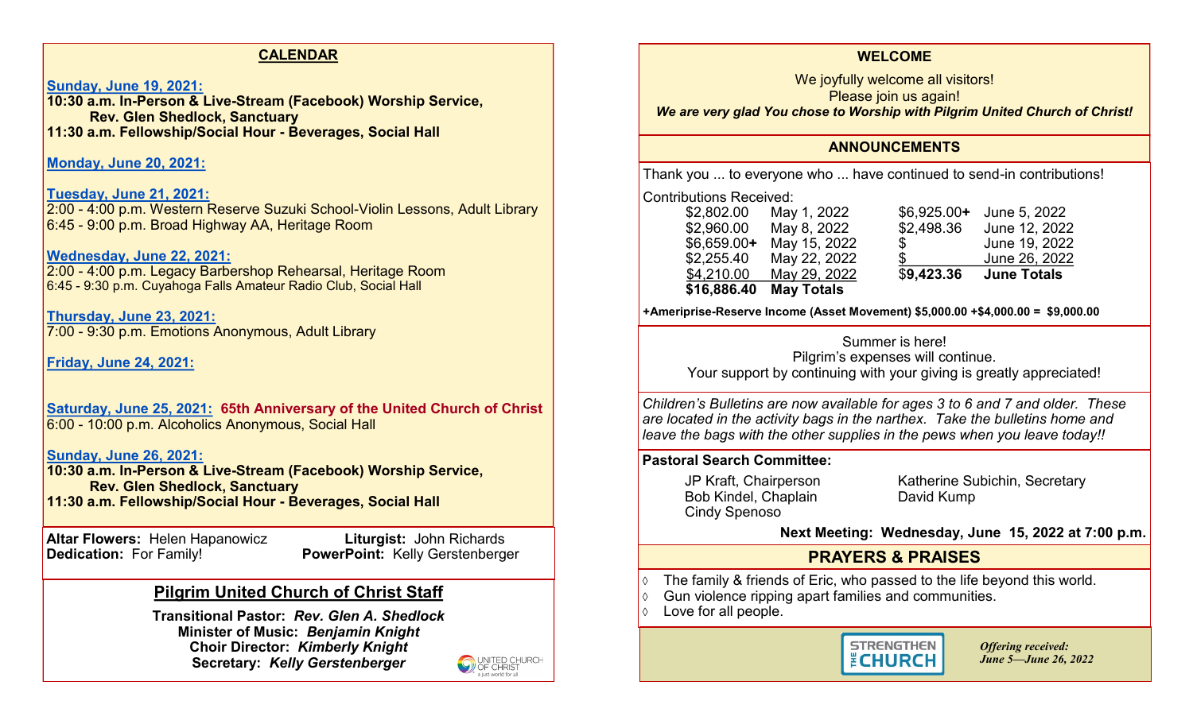## CALENDAR

**Sunday, June 19, 2021:**
**10:30 a.m. In-Person & Live-Stream (Facebook) Worship Service, Rev. Glen Shedlock, Sanctuary**
**11:30 a.m. Fellowship/Social Hour - Beverages, Social Hall**

**Monday, June 20, 2021:**

**Tuesday, June 21, 2021:**
2:00 - 4:00 p.m. Western Reserve Suzuki School-Violin Lessons, Adult Library
6:45 - 9:00 p.m. Broad Highway AA, Heritage Room

**Wednesday, June 22, 2021:**
2:00 - 4:00 p.m. Legacy Barbershop Rehearsal, Heritage Room
6:45 - 9:30 p.m. Cuyahoga Falls Amateur Radio Club, Social Hall

**Thursday, June 23, 2021:**
7:00 - 9:30 p.m. Emotions Anonymous, Adult Library

**Friday, June 24, 2021:**

**Saturday, June 25, 2021:** **65th Anniversary of the United Church of Christ**
6:00 - 10:00 p.m. Alcoholics Anonymous, Social Hall

**Sunday, June 26, 2021:**
**10:30 a.m. In-Person & Live-Stream (Facebook) Worship Service, Rev. Glen Shedlock, Sanctuary**
**11:30 a.m. Fellowship/Social Hour - Beverages, Social Hall**

**Altar Flowers:** Helen Hapanowicz
**Dedication:** For Family!
**Liturgist:** John Richards
**PowerPoint:** Kelly Gerstenberger

## Pilgrim United Church of Christ Staff

**Transitional Pastor:** ***Rev. Glen A. Shedlock***
**Minister of Music:** ***Benjamin Knight***
**Choir Director:** ***Kimberly Knight***
**Secretary:** ***Kelly Gerstenberger***

UNITED CHURCH OF CHRIST
a just world for all

## WELCOME

We joyfully welcome all visitors!
Please join us again!
***We are very glad You chose to Worship with Pilgrim United Church of Christ!***

## ANNOUNCEMENTS

Thank you ... to everyone who ... have continued to send-in contributions!

Contributions Received:

| | | | |
|---|---|---|---|
| $2,802.00 | May 1, 2022 | $6,925.00**+** | June 5, 2022 |
| $2,960.00 | May 8, 2022 | $2,498.36 | June 12, 2022 |
| $6,659.00**+** | May 15, 2022 | $ | June 19, 2022 |
| $2,255.40 | May 22, 2022 | $ | June 26, 2022 |
| $4,210.00 | May 29, 2022 | $**9,423.36** | **June Totals** |
| **$16,886.40** | **May Totals** | | |

**+Ameriprise-Reserve Income (Asset Movement) $5,000.00 +$4,000.00 = $9,000.00**

Summer is here!
Pilgrim's expenses will continue.
Your support by continuing with your giving is greatly appreciated!

*Children's Bulletins are now available for ages 3 to 6 and 7 and older. These are located in the activity bags in the narthex. Take the bulletins home and leave the bags with the other supplies in the pews when you leave today!!*

**Pastoral Search Committee:**

JP Kraft, Chairperson
Bob Kindel, Chaplain
Cindy Spenoso
Katherine Subichin, Secretary
David Kump

**Next Meeting: Wednesday, June 15, 2022 at 7:00 p.m.**

## PRAYERS & PRAISES

- The family & friends of Eric, who passed to the life beyond this world.
- Gun violence ripping apart families and communities.
- Love for all people.

STRENGTHEN THE CHURCH

***Offering received:***
***June 5—June 26, 2022***